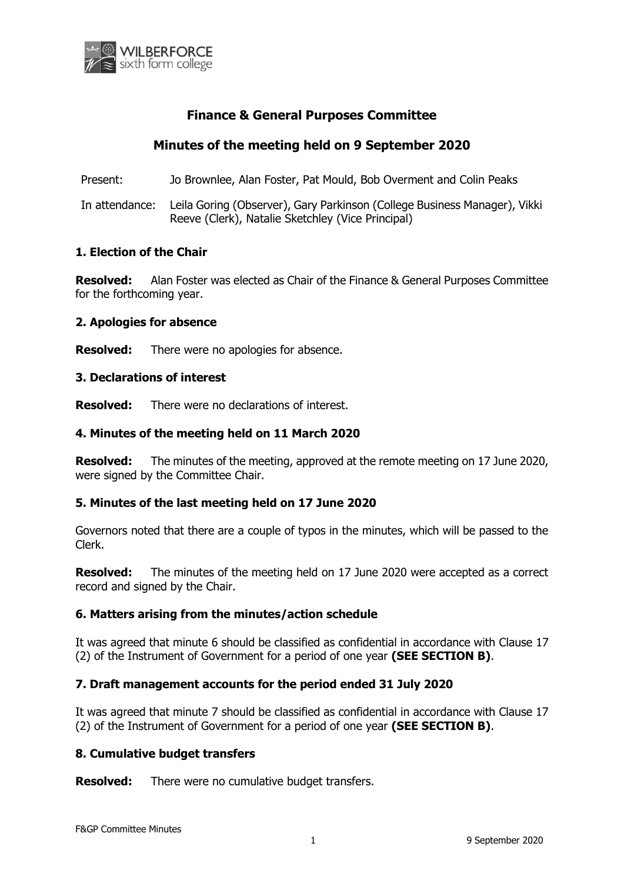# Finance & General Purposes Committee

## Minutes of the meeting held on 9 September 2020

Present: Jo Brownlee, Alan Foster, Pat Mould, Bob Overment and Colin Peaks

In attendance: Leila Goring (Observer), Gary Parkinson (College Business Manager), Vikki Reeve (Clerk), Natalie Sketchley (Vice Principal)

### 1. Election of the Chair

**Resolved:** Alan Foster was elected as Chair of the Finance & General Purposes Committee for the forthcoming year.

### 2. Apologies for absence

**Resolved:** There were no apologies for absence.

### 3. Declarations of interest

**Resolved:** There were no declarations of interest.

### 4. Minutes of the meeting held on 11 March 2020

**Resolved:** The minutes of the meeting, approved at the remote meeting on 17 June 2020, were signed by the Committee Chair.

### 5. Minutes of the last meeting held on 17 June 2020

Governors noted that there are a couple of typos in the minutes, which will be passed to the Clerk.

**Resolved:** The minutes of the meeting held on 17 June 2020 were accepted as a correct record and signed by the Chair.

### 6. Matters arising from the minutes/action schedule

It was agreed that minute 6 should be classified as confidential in accordance with Clause 17 (2) of the Instrument of Government for a period of one year **(SEE SECTION B)**.

### 7. Draft management accounts for the period ended 31 July 2020

It was agreed that minute 7 should be classified as confidential in accordance with Clause 17 (2) of the Instrument of Government for a period of one year **(SEE SECTION B)**.

### 8. Cumulative budget transfers

**Resolved:** There were no cumulative budget transfers.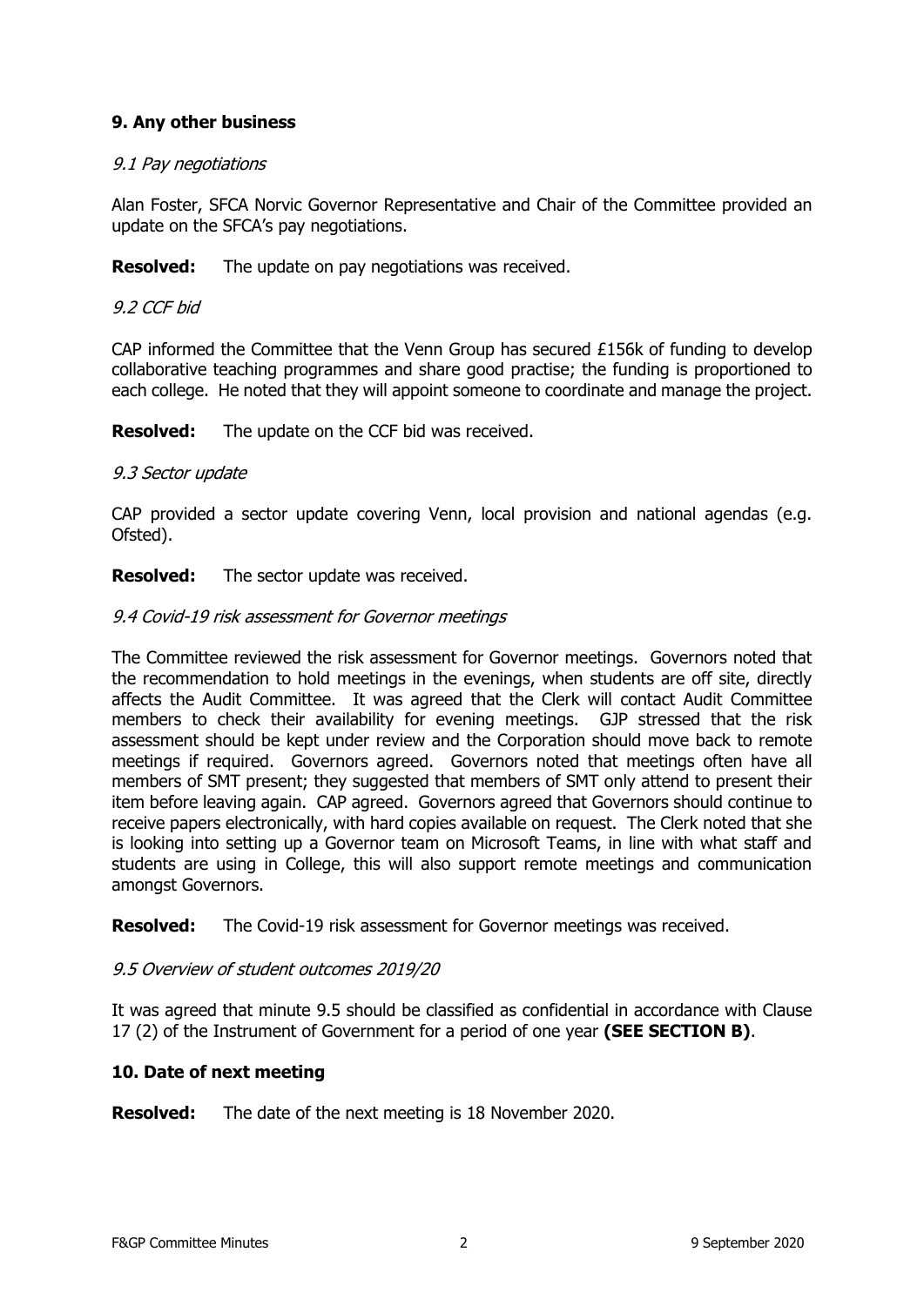## 9. Any other business

*9.1 Pay negotiations*

Alan Foster, SFCA Norvic Governor Representative and Chair of the Committee provided an update on the SFCA's pay negotiations.

**Resolved:** The update on pay negotiations was received.

*9.2 CCF bid*

CAP informed the Committee that the Venn Group has secured £156k of funding to develop collaborative teaching programmes and share good practise; the funding is proportioned to each college. He noted that they will appoint someone to coordinate and manage the project.

**Resolved:** The update on the CCF bid was received.

*9.3 Sector update*

CAP provided a sector update covering Venn, local provision and national agendas (e.g. Ofsted).

**Resolved:** The sector update was received.

*9.4 Covid-19 risk assessment for Governor meetings*

The Committee reviewed the risk assessment for Governor meetings. Governors noted that the recommendation to hold meetings in the evenings, when students are off site, directly affects the Audit Committee. It was agreed that the Clerk will contact Audit Committee members to check their availability for evening meetings. GJP stressed that the risk assessment should be kept under review and the Corporation should move back to remote meetings if required. Governors agreed. Governors noted that meetings often have all members of SMT present; they suggested that members of SMT only attend to present their item before leaving again. CAP agreed. Governors agreed that Governors should continue to receive papers electronically, with hard copies available on request. The Clerk noted that she is looking into setting up a Governor team on Microsoft Teams, in line with what staff and students are using in College, this will also support remote meetings and communication amongst Governors.

**Resolved:** The Covid-19 risk assessment for Governor meetings was received.

*9.5 Overview of student outcomes 2019/20*

It was agreed that minute 9.5 should be classified as confidential in accordance with Clause 17 (2) of the Instrument of Government for a period of one year **(SEE SECTION B)**.

## 10. Date of next meeting

**Resolved:** The date of the next meeting is 18 November 2020.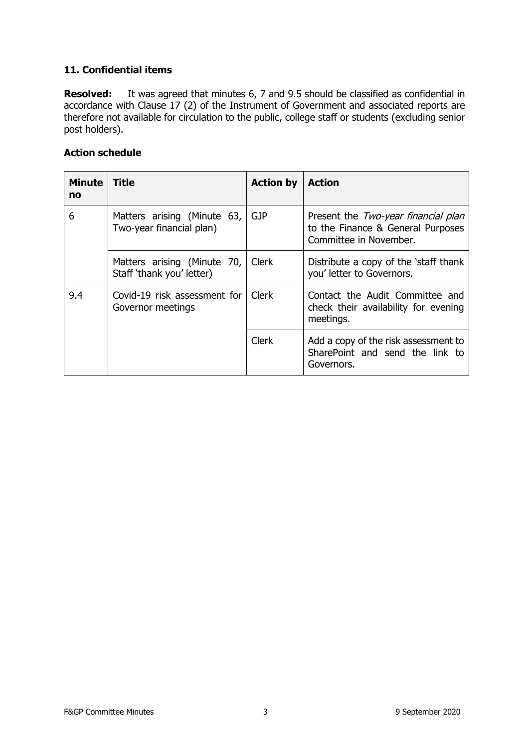### 11. Confidential items

**Resolved:** It was agreed that minutes 6, 7 and 9.5 should be classified as confidential in accordance with Clause 17 (2) of the Instrument of Government and associated reports are therefore not available for circulation to the public, college staff or students (excluding senior post holders).

### Action schedule

| Minute no | Title | Action by | Action |
|---|---|---|---|
| 6 | Matters arising (Minute 63, Two-year financial plan) | GJP | Present the *Two-year financial plan* to the Finance & General Purposes Committee in November. |
| | Matters arising (Minute 70, Staff 'thank you' letter) | Clerk | Distribute a copy of the 'staff thank you' letter to Governors. |
| 9.4 | Covid-19 risk assessment for Governor meetings | Clerk | Contact the Audit Committee and check their availability for evening meetings. |
| | | Clerk | Add a copy of the risk assessment to SharePoint and send the link to Governors. |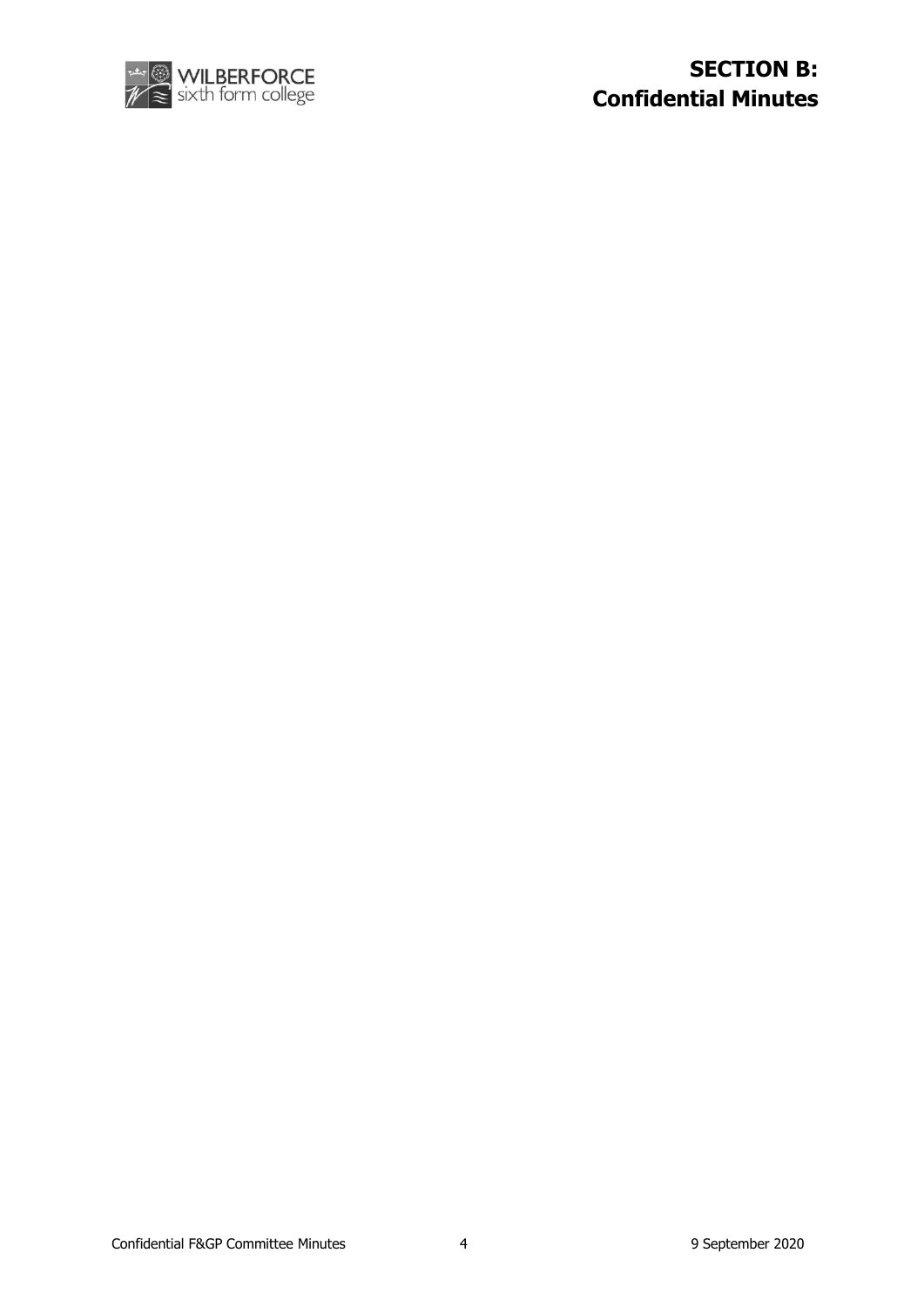# SECTION B: Confidential Minutes